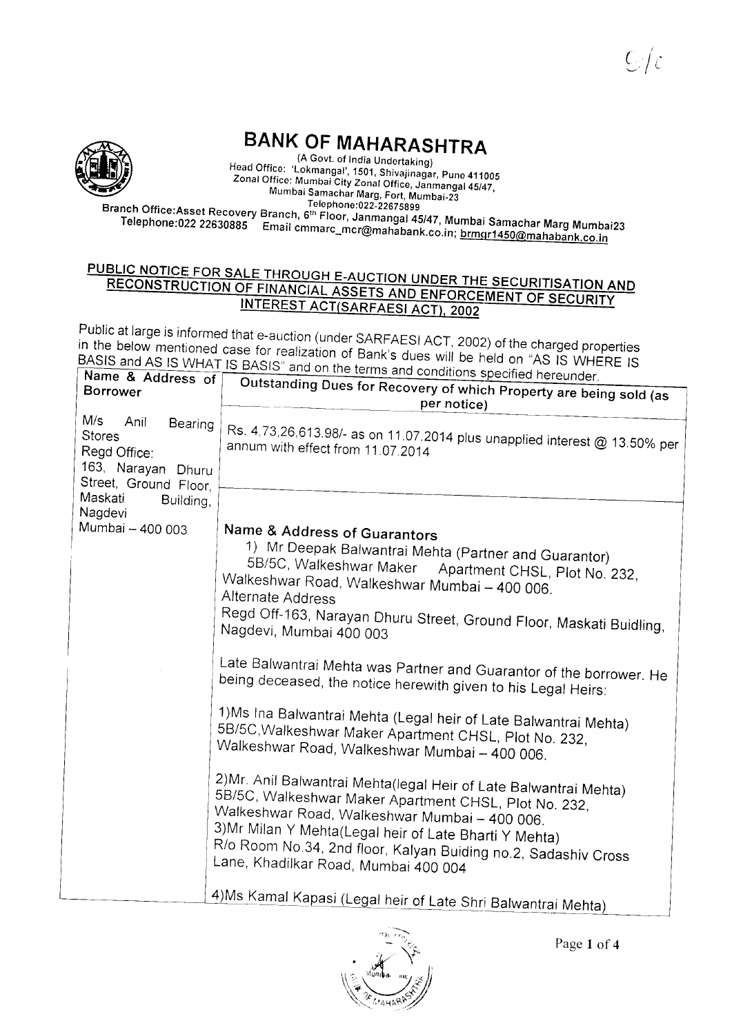# BANK OF MAHARASHTRA

(A Govt. of India Undertaking)
Head Office: 'Lokmangal', 1501, Shivajinagar, Pune 411005
Zonal Office: Mumbai City Zonal Office, Janmangal 45/47, Mumbai Samachar Marg, Fort, Mumbai-23
Telephone:022-22675899
Branch Office:Asset Recovery Branch, 6th Floor, Janmangal 45/47, Mumbai Samachar Marg Mumbai23
Telephone:022 22630885 Email cmmarc_mcr@mahabank.co.in; brmgr1450@mahabank.co.in

## PUBLIC NOTICE FOR SALE THROUGH E-AUCTION UNDER THE SECURITISATION AND RECONSTRUCTION OF FINANCIAL ASSETS AND ENFORCEMENT OF SECURITY INTEREST ACT(SARFAESI ACT), 2002

Public at large is informed that e-auction (under SARFAESI ACT, 2002) of the charged properties in the below mentioned case for realization of Bank's dues will be held on "AS IS WHERE IS BASIS and AS IS WHAT IS BASIS" and on the terms and conditions specified hereunder.

| Name & Address of Borrower | Outstanding Dues for Recovery of which Property are being sold (as per notice) |
|---|---|
| M/s Anil Bearing Stores<br>Regd Office:<br>163, Narayan Dhuru Street, Ground Floor, Maskati Building, Nagdevi<br>Mumbai – 400 003 | Rs. 4,73,26,613.98/- as on 11.07.2014 plus unapplied interest @ 13.50% per annum with effect from 11.07.2014 |
| | **Name & Address of Guarantors**<br>1) Mr Deepak Balwantrai Mehta (Partner and Guarantor)<br>5B/5C, Walkeshwar Maker Apartment CHSL, Plot No. 232, Walkeshwar Road, Walkeshwar Mumbai – 400 006.<br>Alternate Address<br>Regd Off-163, Narayan Dhuru Street, Ground Floor, Maskati Buidling, Nagdevi, Mumbai 400 003<br><br>Late Balwantrai Mehta was Partner and Guarantor of the borrower. He being deceased, the notice herewith given to his Legal Heirs:<br><br>1)Ms Ina Balwantrai Mehta (Legal heir of Late Balwantrai Mehta)<br>5B/5C,Walkeshwar Maker Apartment CHSL, Plot No. 232, Walkeshwar Road, Walkeshwar Mumbai – 400 006.<br><br>2)Mr. Anil Balwantrai Mehta(legal Heir of Late Balwantrai Mehta)<br>5B/5C, Walkeshwar Maker Apartment CHSL, Plot No. 232, Walkeshwar Road, Walkeshwar Mumbai – 400 006.<br>3)Mr Milan Y Mehta(Legal heir of Late Bharti Y Mehta)<br>R/o Room No.34, 2nd floor, Kalyan Buiding no.2, Sadashiv Cross Lane, Khadilkar Road, Mumbai 400 004<br><br>4)Ms Kamal Kapasi (Legal heir of Late Shri Balwantrai Mehta) |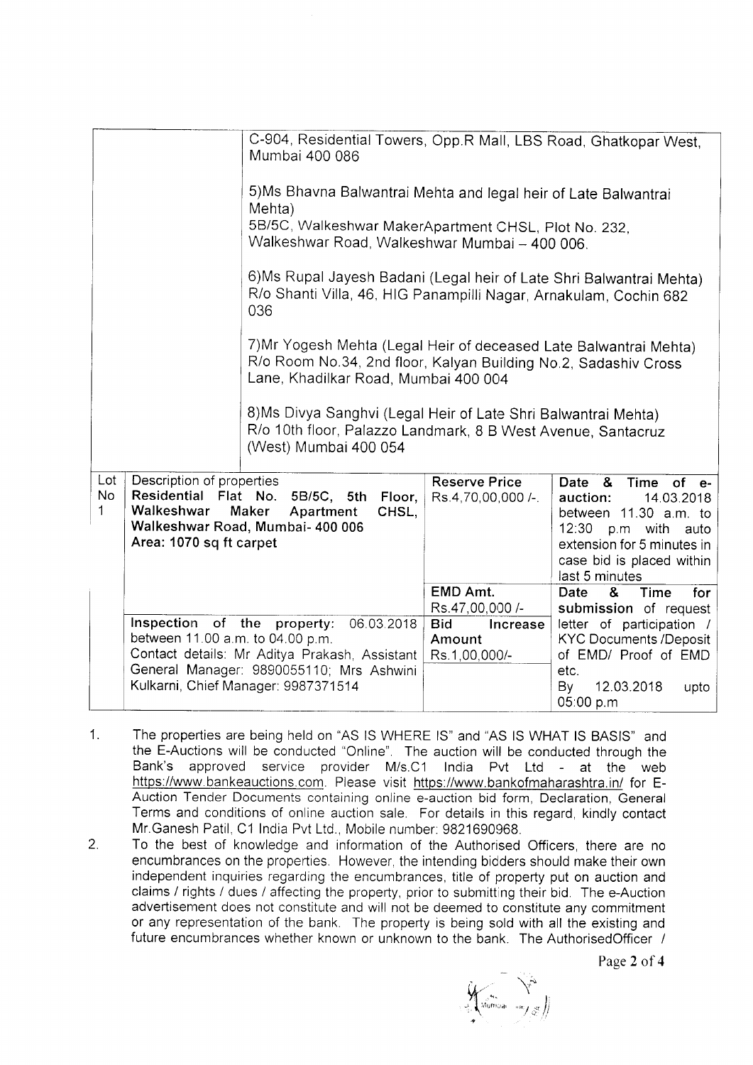| | | | |
|---|---|---|---|
| | C-904, Residential Towers, Opp.R Mall, LBS Road, Ghatkopar West, Mumbai 400 086<br><br>5)Ms Bhavna Balwantrai Mehta and legal heir of Late Balwantrai Mehta)<br>5B/5C, Walkeshwar MakerApartment CHSL, Plot No. 232, Walkeshwar Road, Walkeshwar Mumbai – 400 006.<br><br>6)Ms Rupal Jayesh Badani (Legal heir of Late Shri Balwantrai Mehta) R/o Shanti Villa, 46, HIG Panampilli Nagar, Arnakulam, Cochin 682 036<br><br>7)Mr Yogesh Mehta (Legal Heir of deceased Late Balwantrai Mehta) R/o Room No.34, 2nd floor, Kalyan Building No.2, Sadashiv Cross Lane, Khadilkar Road, Mumbai 400 004<br><br>8)Ms Divya Sanghvi (Legal Heir of Late Shri Balwantrai Mehta) R/o 10th floor, Palazzo Landmark, 8 B West Avenue, Santacruz (West) Mumbai 400 054 | | |

| Lot No | Description of properties | Reserve Price | Date & Time of e-auction |
|---|---|---|---|
| 1 | **Residential Flat No. 5B/5C, 5th Floor, Walkeshwar Maker Apartment CHSL, Walkeshwar Road, Mumbai- 400 006**<br>**Area: 1070 sq ft carpet** | Rs.4,70,00,000 /-. | 14.03.2018 between 11.30 a.m. to 12:30 p.m with auto extension for 5 minutes in case bid is placed within last 5 minutes |
| | | **EMD Amt.**<br>Rs.47,00,000 /- | **Date & Time for submission** of request letter of participation / KYC Documents /Deposit of EMD/ Proof of EMD etc.<br>By 12.03.2018 upto 05:00 p.m |
| | **Inspection of the property:** 06.03.2018 between 11.00 a.m. to 04.00 p.m.<br>Contact details: Mr Aditya Prakash, Assistant General Manager: 9890055110; Mrs Ashwini Kulkarni, Chief Manager: 9987371514 | **Bid Increase Amount**<br>Rs.1,00,000/- | |

1. The properties are being held on "AS IS WHERE IS" and "AS IS WHAT IS BASIS" and the E-Auctions will be conducted "Online". The auction will be conducted through the Bank's approved service provider M/s.C1 India Pvt Ltd - at the web https://www.bankeauctions.com. Please visit https://www.bankofmaharashtra.in/ for E-Auction Tender Documents containing online e-auction bid form, Declaration, General Terms and conditions of online auction sale. For details in this regard, kindly contact Mr.Ganesh Patil, C1 India Pvt Ltd., Mobile number: 9821690968.
2. To the best of knowledge and information of the Authorised Officers, there are no encumbrances on the properties. However, the intending bidders should make their own independent inquiries regarding the encumbrances, title of property put on auction and claims / rights / dues / affecting the property, prior to submitting their bid. The e-Auction advertisement does not constitute and will not be deemed to constitute any commitment or any representation of the bank. The property is being sold with all the existing and future encumbrances whether known or unknown to the bank. The AuthorisedOfficer /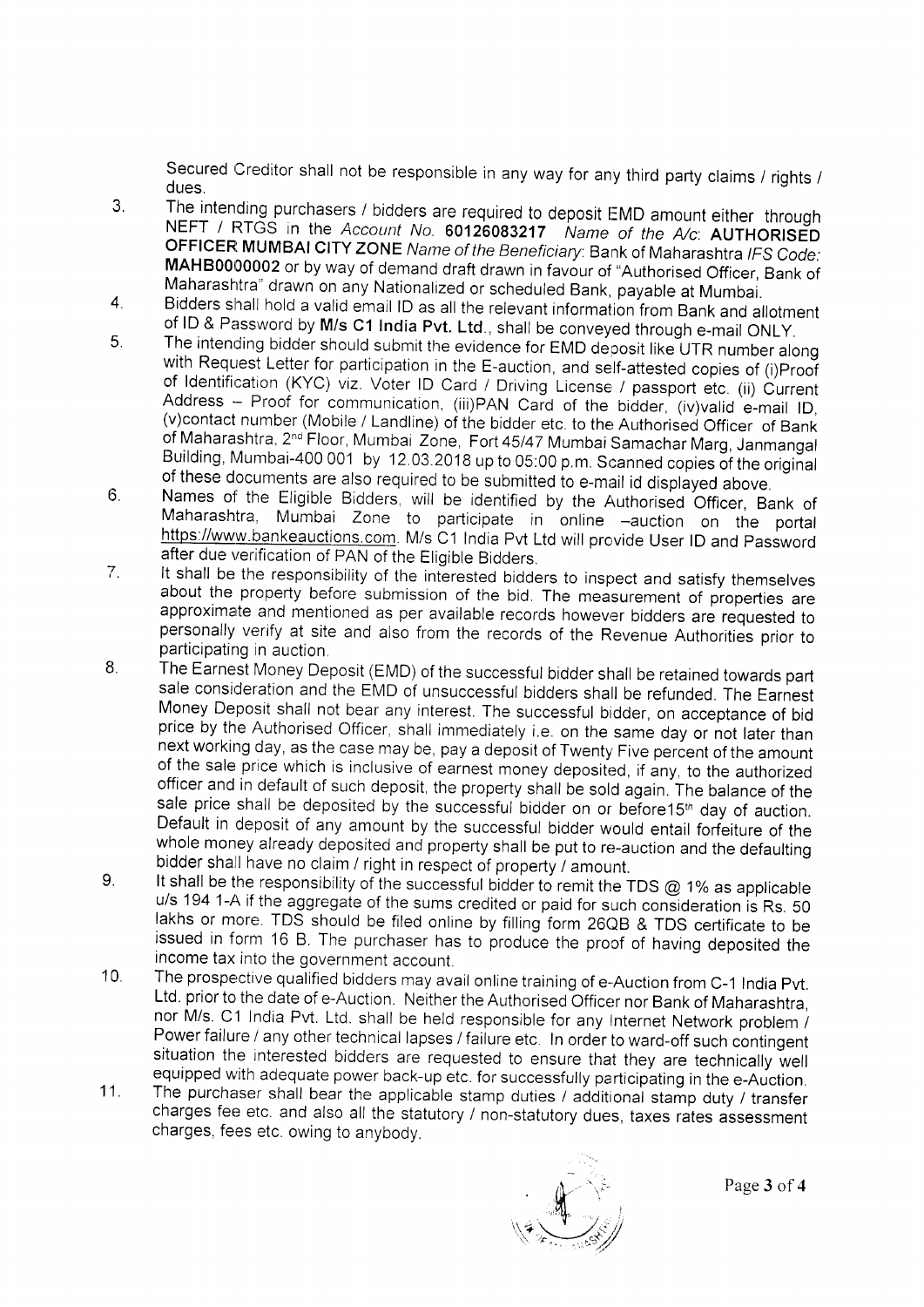Secured Creditor shall not be responsible in any way for any third party claims / rights / dues.

3. The intending purchasers / bidders are required to deposit EMD amount either through NEFT / RTGS in the *Account No.* **60126083217** *Name of the A/c*: **AUTHORISED OFFICER MUMBAI CITY ZONE** *Name of the Beneficiary*: Bank of Maharashtra *IFS Code*: **MAHB0000002** or by way of demand draft drawn in favour of "Authorised Officer, Bank of Maharashtra" drawn on any Nationalized or scheduled Bank, payable at Mumbai.
4. Bidders shall hold a valid email ID as all the relevant information from Bank and allotment of ID & Password by **M/s C1 India Pvt. Ltd.**, shall be conveyed through e-mail ONLY.
5. The intending bidder should submit the evidence for EMD deposit like UTR number along with Request Letter for participation in the E-auction, and self-attested copies of (i)Proof of Identification (KYC) viz. Voter ID Card / Driving License / passport etc. (ii) Current Address – Proof for communication, (iii)PAN Card of the bidder, (iv)valid e-mail ID, (v)contact number (Mobile / Landline) of the bidder etc. to the Authorised Officer of Bank of Maharashtra, 2nd Floor, Mumbai Zone, Fort 45/47 Mumbai Samachar Marg, Janmangal Building, Mumbai-400 001 by 12.03.2018 up to 05:00 p.m. Scanned copies of the original of these documents are also required to be submitted to e-mail id displayed above.
6. Names of the Eligible Bidders, will be identified by the Authorised Officer, Bank of Maharashtra, Mumbai Zone to participate in online –auction on the portal https://www.bankeauctions.com. M/s C1 India Pvt Ltd will provide User ID and Password after due verification of PAN of the Eligible Bidders.
7. It shall be the responsibility of the interested bidders to inspect and satisfy themselves about the property before submission of the bid. The measurement of properties are approximate and mentioned as per available records however bidders are requested to personally verify at site and also from the records of the Revenue Authorities prior to participating in auction.
8. The Earnest Money Deposit (EMD) of the successful bidder shall be retained towards part sale consideration and the EMD of unsuccessful bidders shall be refunded. The Earnest Money Deposit shall not bear any interest. The successful bidder, on acceptance of bid price by the Authorised Officer, shall immediately i.e. on the same day or not later than next working day, as the case may be, pay a deposit of Twenty Five percent of the amount of the sale price which is inclusive of earnest money deposited, if any, to the authorized officer and in default of such deposit, the property shall be sold again. The balance of the sale price shall be deposited by the successful bidder on or before15th day of auction. Default in deposit of any amount by the successful bidder would entail forfeiture of the whole money already deposited and property shall be put to re-auction and the defaulting bidder shall have no claim / right in respect of property / amount.
9. It shall be the responsibility of the successful bidder to remit the TDS @ 1% as applicable u/s 194 1-A if the aggregate of the sums credited or paid for such consideration is Rs. 50 lakhs or more. TDS should be filed online by filling form 26QB & TDS certificate to be issued in form 16 B. The purchaser has to produce the proof of having deposited the income tax into the government account.
10. The prospective qualified bidders may avail online training of e-Auction from C-1 India Pvt. Ltd. prior to the date of e-Auction. Neither the Authorised Officer nor Bank of Maharashtra, nor M/s. C1 India Pvt. Ltd. shall be held responsible for any Internet Network problem / Power failure / any other technical lapses / failure etc. In order to ward-off such contingent situation the interested bidders are requested to ensure that they are technically well equipped with adequate power back-up etc. for successfully participating in the e-Auction.
11. The purchaser shall bear the applicable stamp duties / additional stamp duty / transfer charges fee etc. and also all the statutory / non-statutory dues, taxes rates assessment charges, fees etc. owing to anybody.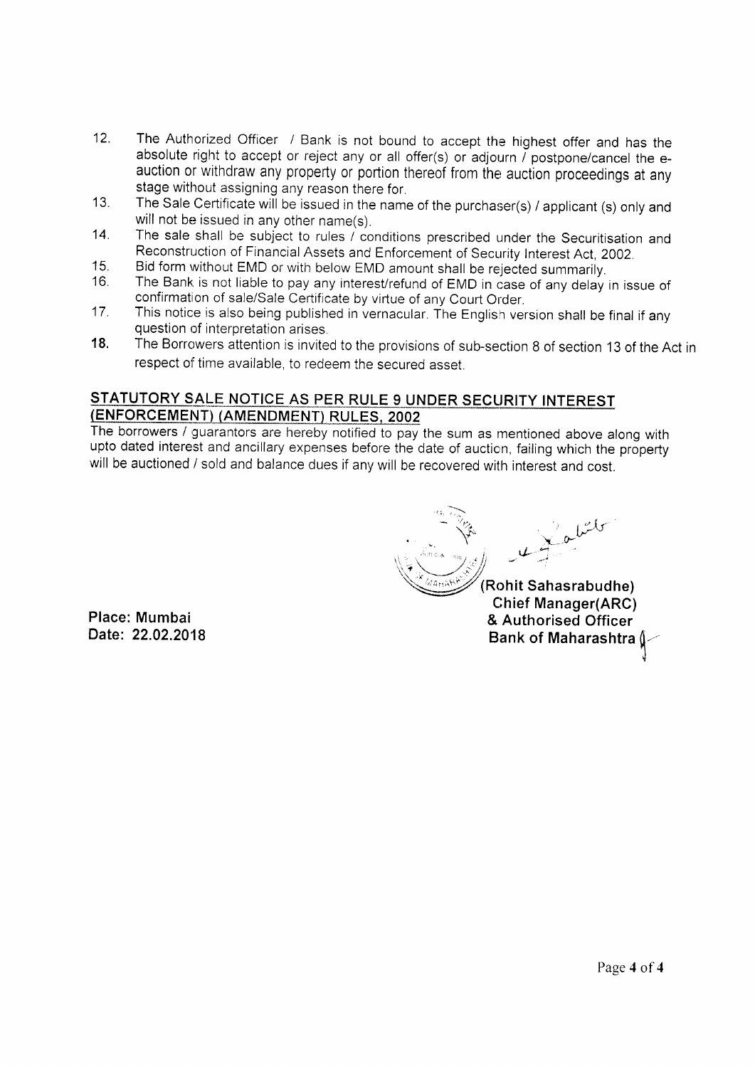12. The Authorized Officer / Bank is not bound to accept the highest offer and has the absolute right to accept or reject any or all offer(s) or adjourn / postpone/cancel the e-auction or withdraw any property or portion thereof from the auction proceedings at any stage without assigning any reason there for.
13. The Sale Certificate will be issued in the name of the purchaser(s) / applicant (s) only and will not be issued in any other name(s).
14. The sale shall be subject to rules / conditions prescribed under the Securitisation and Reconstruction of Financial Assets and Enforcement of Security Interest Act, 2002.
15. Bid form without EMD or with below EMD amount shall be rejected summarily.
16. The Bank is not liable to pay any interest/refund of EMD in case of any delay in issue of confirmation of sale/Sale Certificate by virtue of any Court Order.
17. This notice is also being published in vernacular. The English version shall be final if any question of interpretation arises.
18. The Borrowers attention is invited to the provisions of sub-section 8 of section 13 of the Act in respect of time available, to redeem the secured asset.

## STATUTORY SALE NOTICE AS PER RULE 9 UNDER SECURITY INTEREST (ENFORCEMENT) (AMENDMENT) RULES, 2002

The borrowers / guarantors are hereby notified to pay the sum as mentioned above along with upto dated interest and ancillary expenses before the date of auction, failing which the property will be auctioned / sold and balance dues if any will be recovered with interest and cost.

**(Rohit Sahasrabudhe)**
**Chief Manager(ARC)**
**& Authorised Officer**
**Bank of Maharashtra**

**Place: Mumbai**
**Date: 22.02.2018**